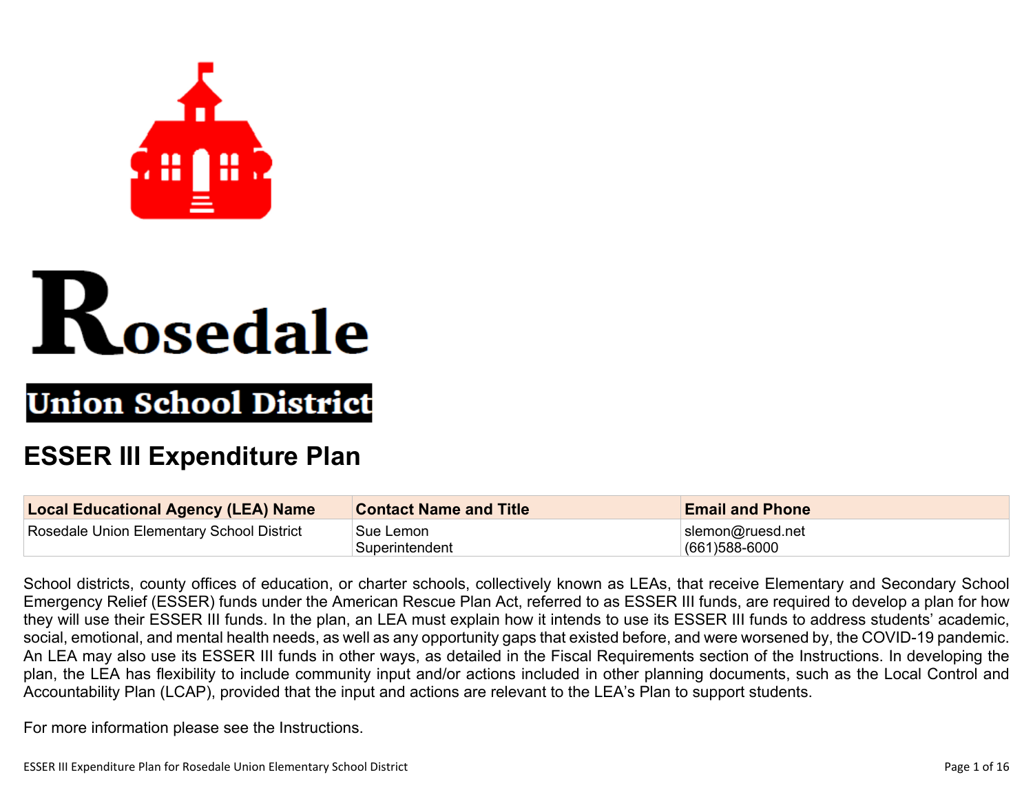Rosedale

Union School District

# ESSER III Expenditure Plan

| Local Educational Agency (LEA) Name | Contact Name and Title | Email and Phone |
| --- | --- | --- |
| Rosedale Union Elementary School District | Sue Lemon<br>Superintendent | slemon@ruesd.net<br>(661)588-6000 |

School districts, county offices of education, or charter schools, collectively known as LEAs, that receive Elementary and Secondary School Emergency Relief (ESSER) funds under the American Rescue Plan Act, referred to as ESSER III funds, are required to develop a plan for how they will use their ESSER III funds. In the plan, an LEA must explain how it intends to use its ESSER III funds to address students' academic, social, emotional, and mental health needs, as well as any opportunity gaps that existed before, and were worsened by, the COVID-19 pandemic. An LEA may also use its ESSER III funds in other ways, as detailed in the Fiscal Requirements section of the Instructions. In developing the plan, the LEA has flexibility to include community input and/or actions included in other planning documents, such as the Local Control and Accountability Plan (LCAP), provided that the input and actions are relevant to the LEA's Plan to support students.

For more information please see the Instructions.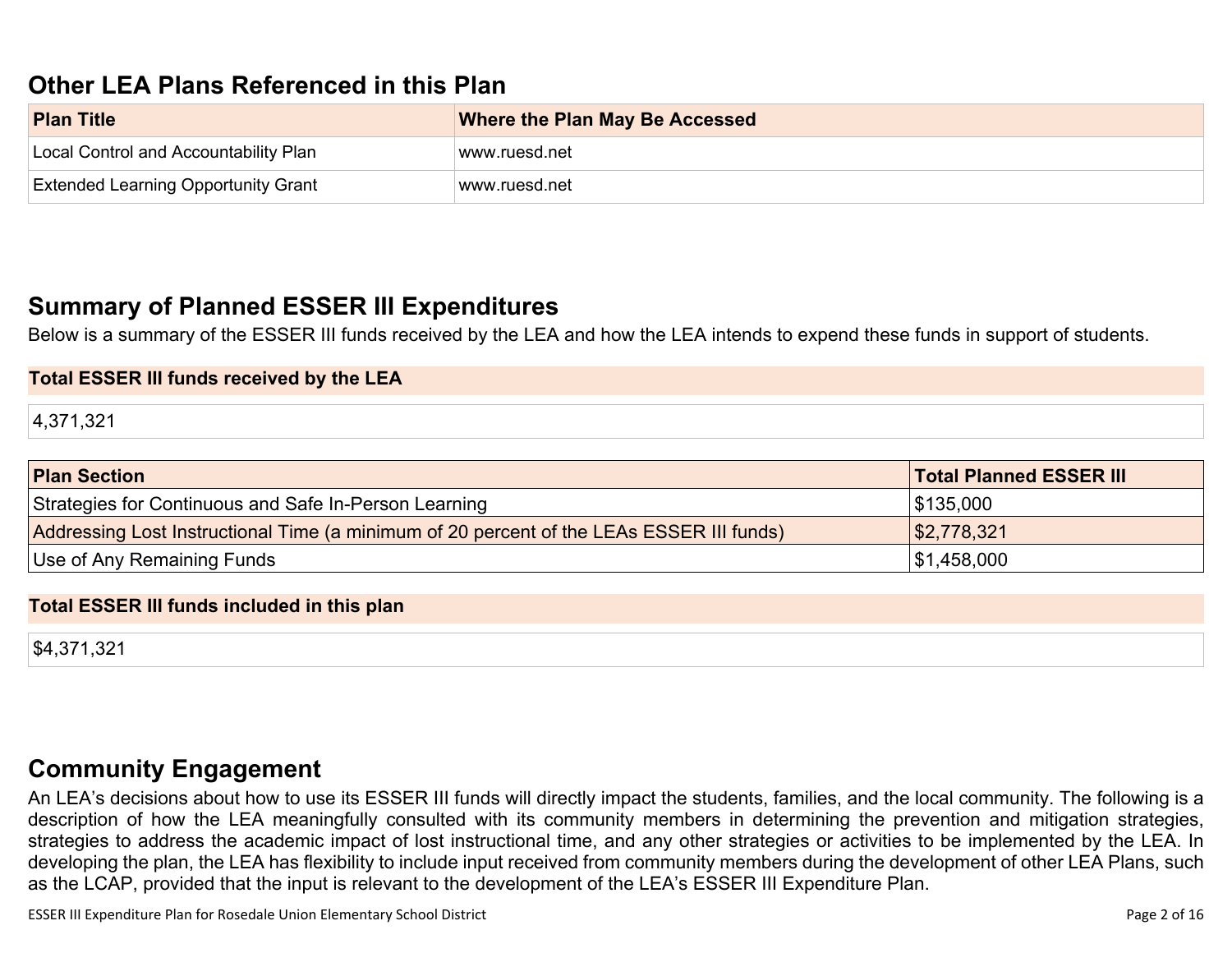## Other LEA Plans Referenced in this Plan

| Plan Title | Where the Plan May Be Accessed |
| --- | --- |
| Local Control and Accountability Plan | www.ruesd.net |
| Extended Learning Opportunity Grant | www.ruesd.net |

## Summary of Planned ESSER III Expenditures

Below is a summary of the ESSER III funds received by the LEA and how the LEA intends to expend these funds in support of students.

**Total ESSER III funds received by the LEA**

4,371,321

| Plan Section | Total Planned ESSER III |
| --- | --- |
| Strategies for Continuous and Safe In-Person Learning | $135,000 |
| Addressing Lost Instructional Time (a minimum of 20 percent of the LEAs ESSER III funds) | $2,778,321 |
| Use of Any Remaining Funds | $1,458,000 |

**Total ESSER III funds included in this plan**

$4,371,321

## Community Engagement

An LEA's decisions about how to use its ESSER III funds will directly impact the students, families, and the local community. The following is a description of how the LEA meaningfully consulted with its community members in determining the prevention and mitigation strategies, strategies to address the academic impact of lost instructional time, and any other strategies or activities to be implemented by the LEA. In developing the plan, the LEA has flexibility to include input received from community members during the development of other LEA Plans, such as the LCAP, provided that the input is relevant to the development of the LEA's ESSER III Expenditure Plan.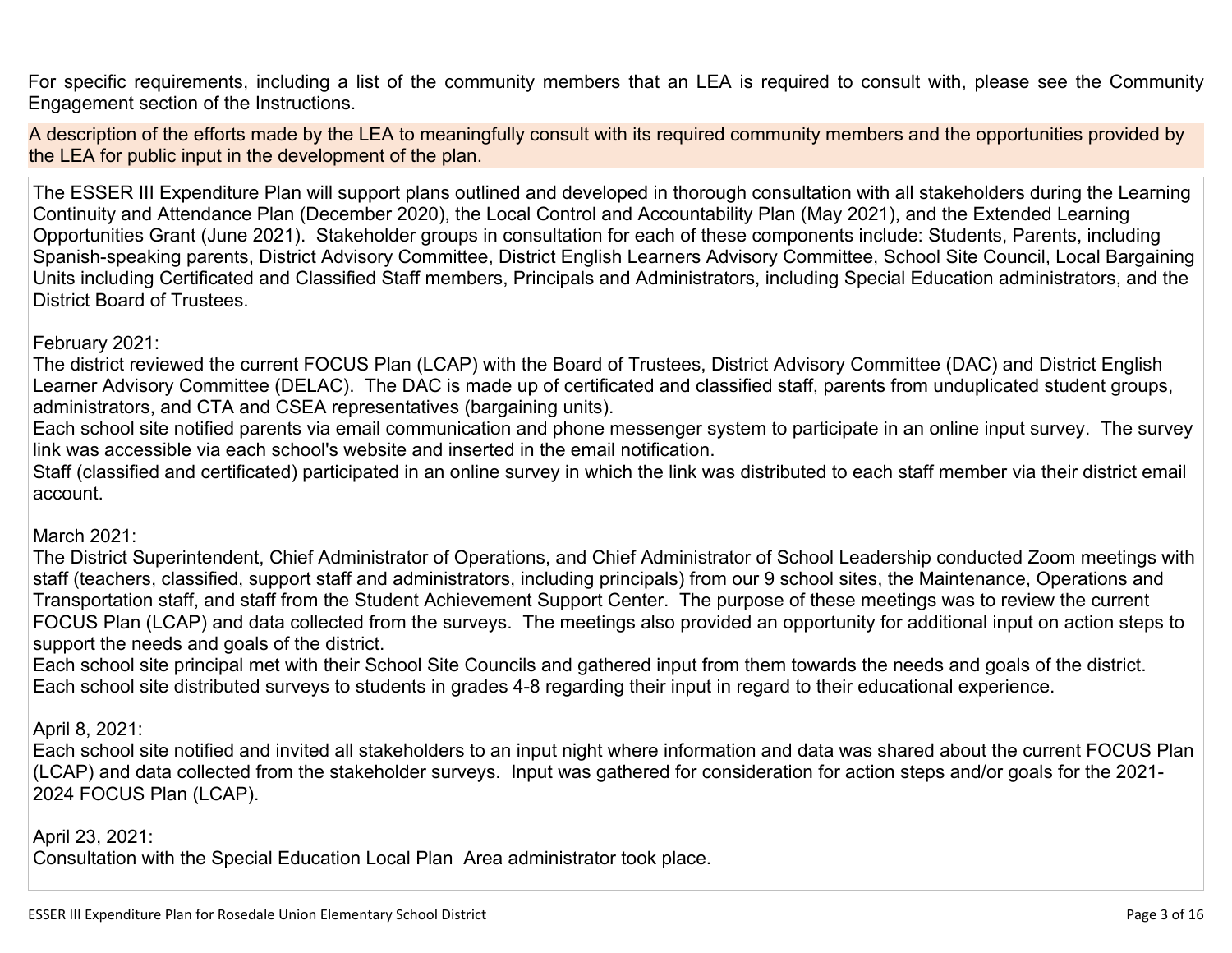For specific requirements, including a list of the community members that an LEA is required to consult with, please see the Community Engagement section of the Instructions.

**A description of the efforts made by the LEA to meaningfully consult with its required community members and the opportunities provided by the LEA for public input in the development of the plan.**

The ESSER III Expenditure Plan will support plans outlined and developed in thorough consultation with all stakeholders during the Learning Continuity and Attendance Plan (December 2020), the Local Control and Accountability Plan (May 2021), and the Extended Learning Opportunities Grant (June 2021). Stakeholder groups in consultation for each of these components include: Students, Parents, including Spanish-speaking parents, District Advisory Committee, District English Learners Advisory Committee, School Site Council, Local Bargaining Units including Certificated and Classified Staff members, Principals and Administrators, including Special Education administrators, and the District Board of Trustees.

February 2021:
The district reviewed the current FOCUS Plan (LCAP) with the Board of Trustees, District Advisory Committee (DAC) and District English Learner Advisory Committee (DELAC). The DAC is made up of certificated and classified staff, parents from unduplicated student groups, administrators, and CTA and CSEA representatives (bargaining units).
Each school site notified parents via email communication and phone messenger system to participate in an online input survey. The survey link was accessible via each school's website and inserted in the email notification.
Staff (classified and certificated) participated in an online survey in which the link was distributed to each staff member via their district email account.

March 2021:
The District Superintendent, Chief Administrator of Operations, and Chief Administrator of School Leadership conducted Zoom meetings with staff (teachers, classified, support staff and administrators, including principals) from our 9 school sites, the Maintenance, Operations and Transportation staff, and staff from the Student Achievement Support Center. The purpose of these meetings was to review the current FOCUS Plan (LCAP) and data collected from the surveys. The meetings also provided an opportunity for additional input on action steps to support the needs and goals of the district.
Each school site principal met with their School Site Councils and gathered input from them towards the needs and goals of the district.
Each school site distributed surveys to students in grades 4-8 regarding their input in regard to their educational experience.

April 8, 2021:
Each school site notified and invited all stakeholders to an input night where information and data was shared about the current FOCUS Plan (LCAP) and data collected from the stakeholder surveys. Input was gathered for consideration for action steps and/or goals for the 2021-2024 FOCUS Plan (LCAP).

April 23, 2021:
Consultation with the Special Education Local Plan Area administrator took place.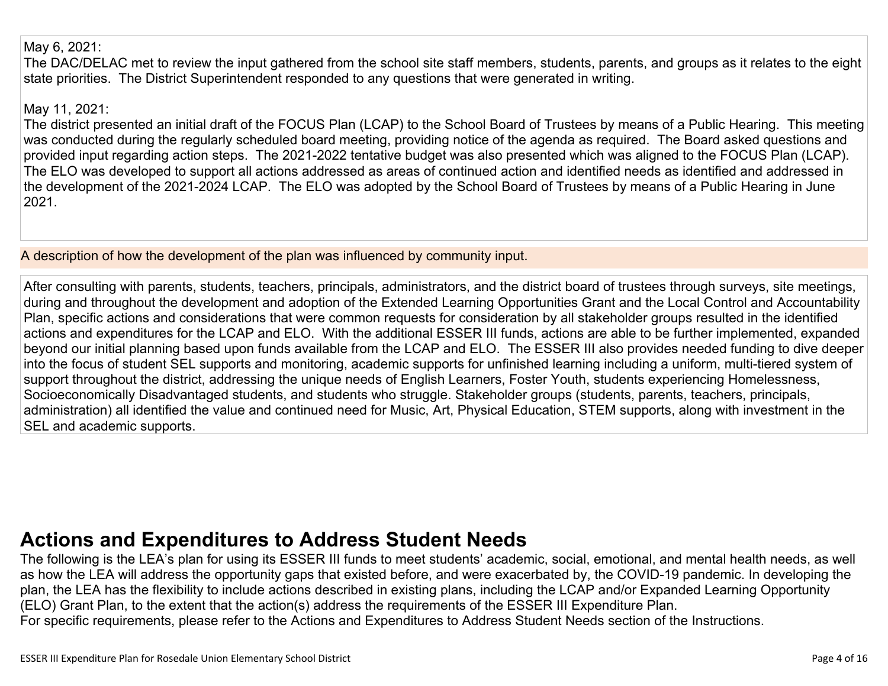May 6, 2021:
The DAC/DELAC met to review the input gathered from the school site staff members, students, parents, and groups as it relates to the eight state priorities. The District Superintendent responded to any questions that were generated in writing.

May 11, 2021:
The district presented an initial draft of the FOCUS Plan (LCAP) to the School Board of Trustees by means of a Public Hearing. This meeting was conducted during the regularly scheduled board meeting, providing notice of the agenda as required. The Board asked questions and provided input regarding action steps. The 2021-2022 tentative budget was also presented which was aligned to the FOCUS Plan (LCAP). The ELO was developed to support all actions addressed as areas of continued action and identified needs as identified and addressed in the development of the 2021-2024 LCAP. The ELO was adopted by the School Board of Trustees by means of a Public Hearing in June 2021.

A description of how the development of the plan was influenced by community input.

After consulting with parents, students, teachers, principals, administrators, and the district board of trustees through surveys, site meetings, during and throughout the development and adoption of the Extended Learning Opportunities Grant and the Local Control and Accountability Plan, specific actions and considerations that were common requests for consideration by all stakeholder groups resulted in the identified actions and expenditures for the LCAP and ELO. With the additional ESSER III funds, actions are able to be further implemented, expanded beyond our initial planning based upon funds available from the LCAP and ELO. The ESSER III also provides needed funding to dive deeper into the focus of student SEL supports and monitoring, academic supports for unfinished learning including a uniform, multi-tiered system of support throughout the district, addressing the unique needs of English Learners, Foster Youth, students experiencing Homelessness, Socioeconomically Disadvantaged students, and students who struggle. Stakeholder groups (students, parents, teachers, principals, administration) all identified the value and continued need for Music, Art, Physical Education, STEM supports, along with investment in the SEL and academic supports.

# Actions and Expenditures to Address Student Needs

The following is the LEA's plan for using its ESSER III funds to meet students' academic, social, emotional, and mental health needs, as well as how the LEA will address the opportunity gaps that existed before, and were exacerbated by, the COVID-19 pandemic. In developing the plan, the LEA has the flexibility to include actions described in existing plans, including the LCAP and/or Expanded Learning Opportunity (ELO) Grant Plan, to the extent that the action(s) address the requirements of the ESSER III Expenditure Plan.
For specific requirements, please refer to the Actions and Expenditures to Address Student Needs section of the Instructions.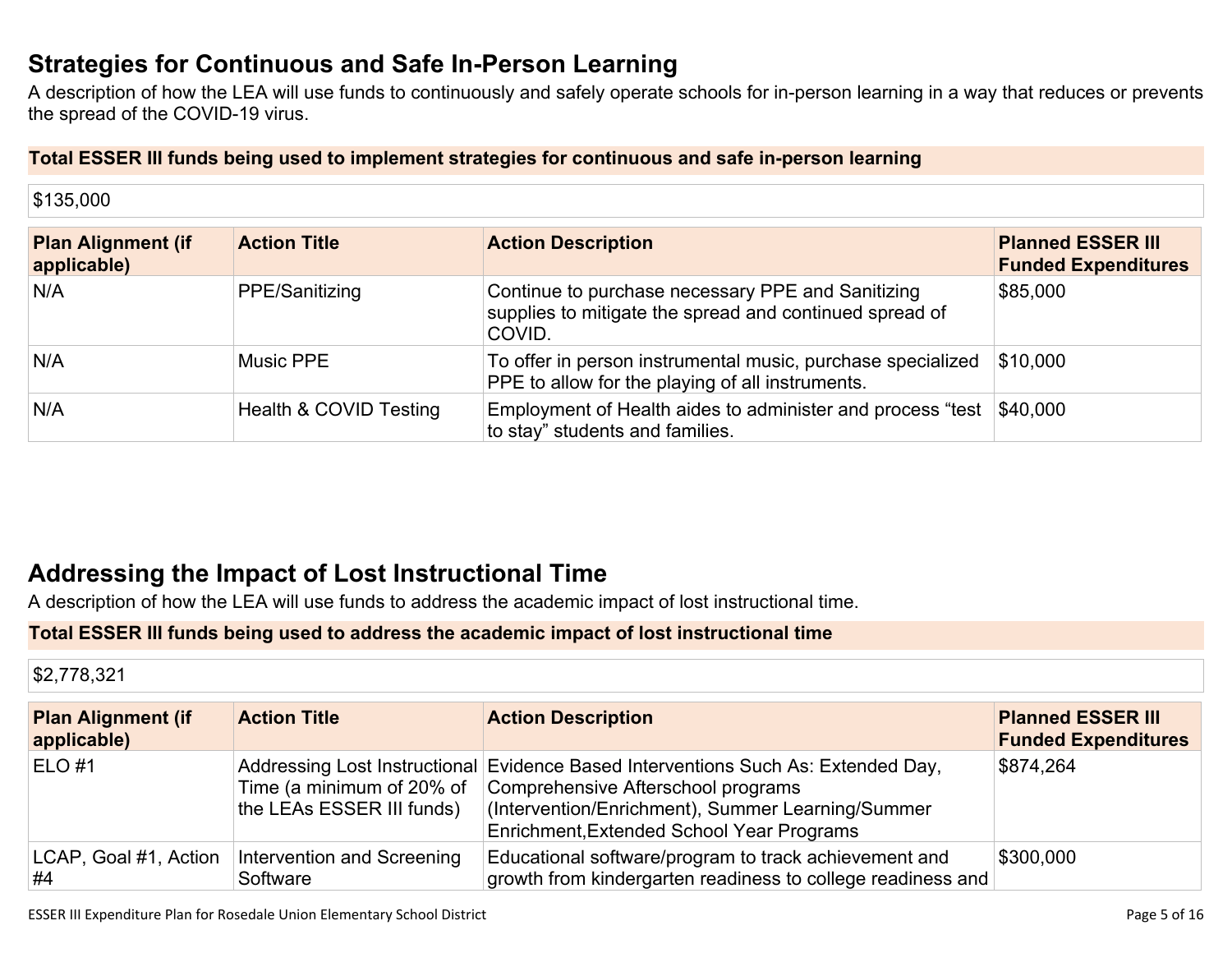## Strategies for Continuous and Safe In-Person Learning

A description of how the LEA will use funds to continuously and safely operate schools for in-person learning in a way that reduces or prevents the spread of the COVID-19 virus.

**Total ESSER III funds being used to implement strategies for continuous and safe in-person learning**

$135,000

| Plan Alignment (if applicable) | Action Title | Action Description | Planned ESSER III Funded Expenditures |
|---|---|---|---|
| N/A | PPE/Sanitizing | Continue to purchase necessary PPE and Sanitizing supplies to mitigate the spread and continued spread of COVID. | $85,000 |
| N/A | Music PPE | To offer in person instrumental music, purchase specialized PPE to allow for the playing of all instruments. | $10,000 |
| N/A | Health & COVID Testing | Employment of Health aides to administer and process "test to stay" students and families. | $40,000 |

## Addressing the Impact of Lost Instructional Time

A description of how the LEA will use funds to address the academic impact of lost instructional time.

**Total ESSER III funds being used to address the academic impact of lost instructional time**

$2,778,321

| Plan Alignment (if applicable) | Action Title | Action Description | Planned ESSER III Funded Expenditures |
|---|---|---|---|
| ELO #1 | Addressing Lost Instructional Time (a minimum of 20% of the LEAs ESSER III funds) | Evidence Based Interventions Such As: Extended Day, Comprehensive Afterschool programs (Intervention/Enrichment), Summer Learning/Summer Enrichment,Extended School Year Programs | $874,264 |
| LCAP, Goal #1, Action #4 | Intervention and Screening Software | Educational software/program to track achievement and growth from kindergarten readiness to college readiness and | $300,000 |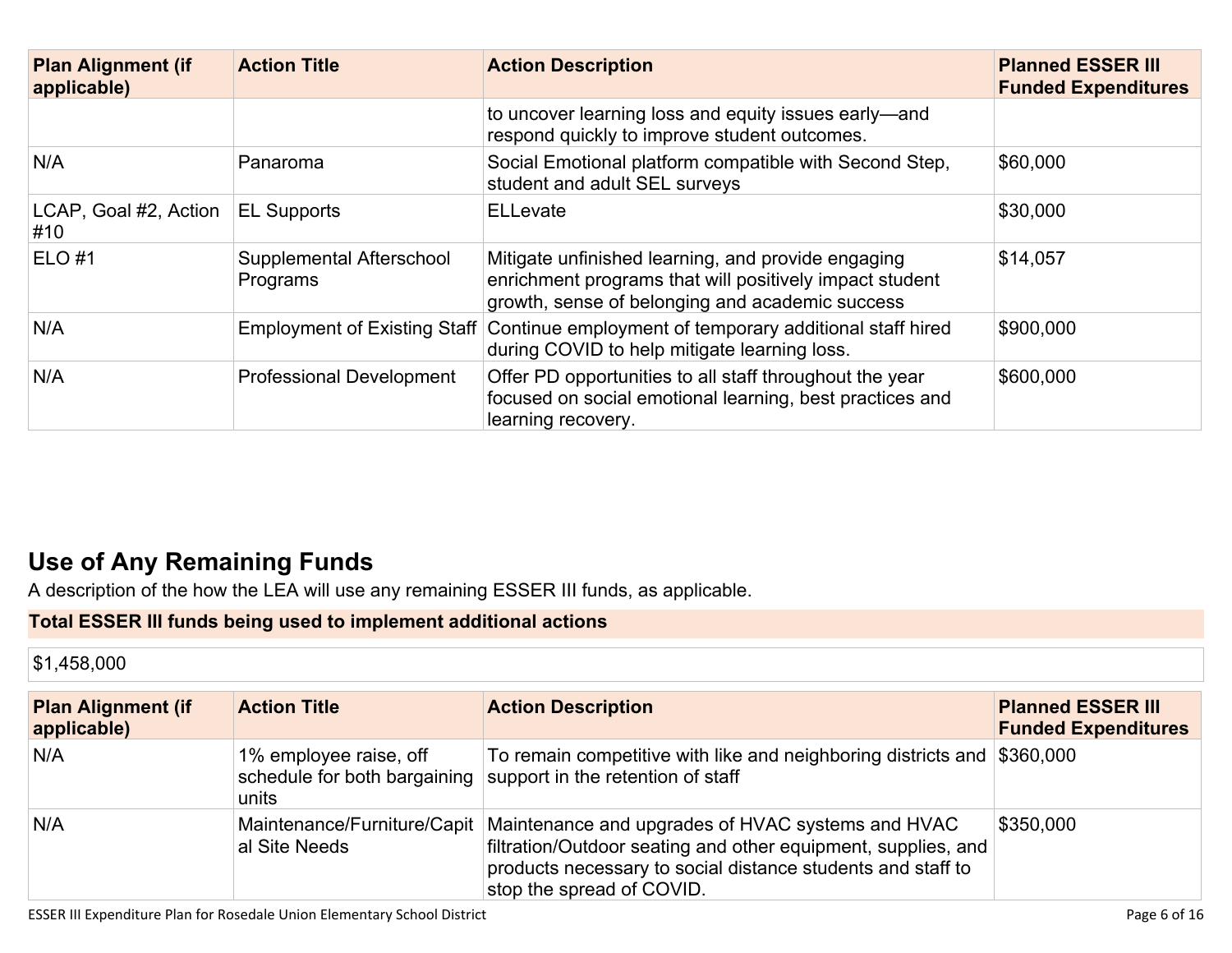| Plan Alignment (if applicable) | Action Title | Action Description | Planned ESSER III Funded Expenditures |
|---|---|---|---|
| | | to uncover learning loss and equity issues early—and respond quickly to improve student outcomes. | |
| N/A | Panaroma | Social Emotional platform compatible with Second Step, student and adult SEL surveys | $60,000 |
| LCAP, Goal #2, Action #10 | EL Supports | ELLevate | $30,000 |
| ELO #1 | Supplemental Afterschool Programs | Mitigate unfinished learning, and provide engaging enrichment programs that will positively impact student growth, sense of belonging and academic success | $14,057 |
| N/A | Employment of Existing Staff | Continue employment of temporary additional staff hired during COVID to help mitigate learning loss. | $900,000 |
| N/A | Professional Development | Offer PD opportunities to all staff throughout the year focused on social emotional learning, best practices and learning recovery. | $600,000 |

## Use of Any Remaining Funds

A description of the how the LEA will use any remaining ESSER III funds, as applicable.

**Total ESSER III funds being used to implement additional actions**

$1,458,000

| Plan Alignment (if applicable) | Action Title | Action Description | Planned ESSER III Funded Expenditures |
|---|---|---|---|
| N/A | 1% employee raise, off schedule for both bargaining units | To remain competitive with like and neighboring districts and support in the retention of staff | $360,000 |
| N/A | Maintenance/Furniture/Capital Site Needs | Maintenance and upgrades of HVAC systems and HVAC filtration/Outdoor seating and other equipment, supplies, and products necessary to social distance students and staff to stop the spread of COVID. | $350,000 |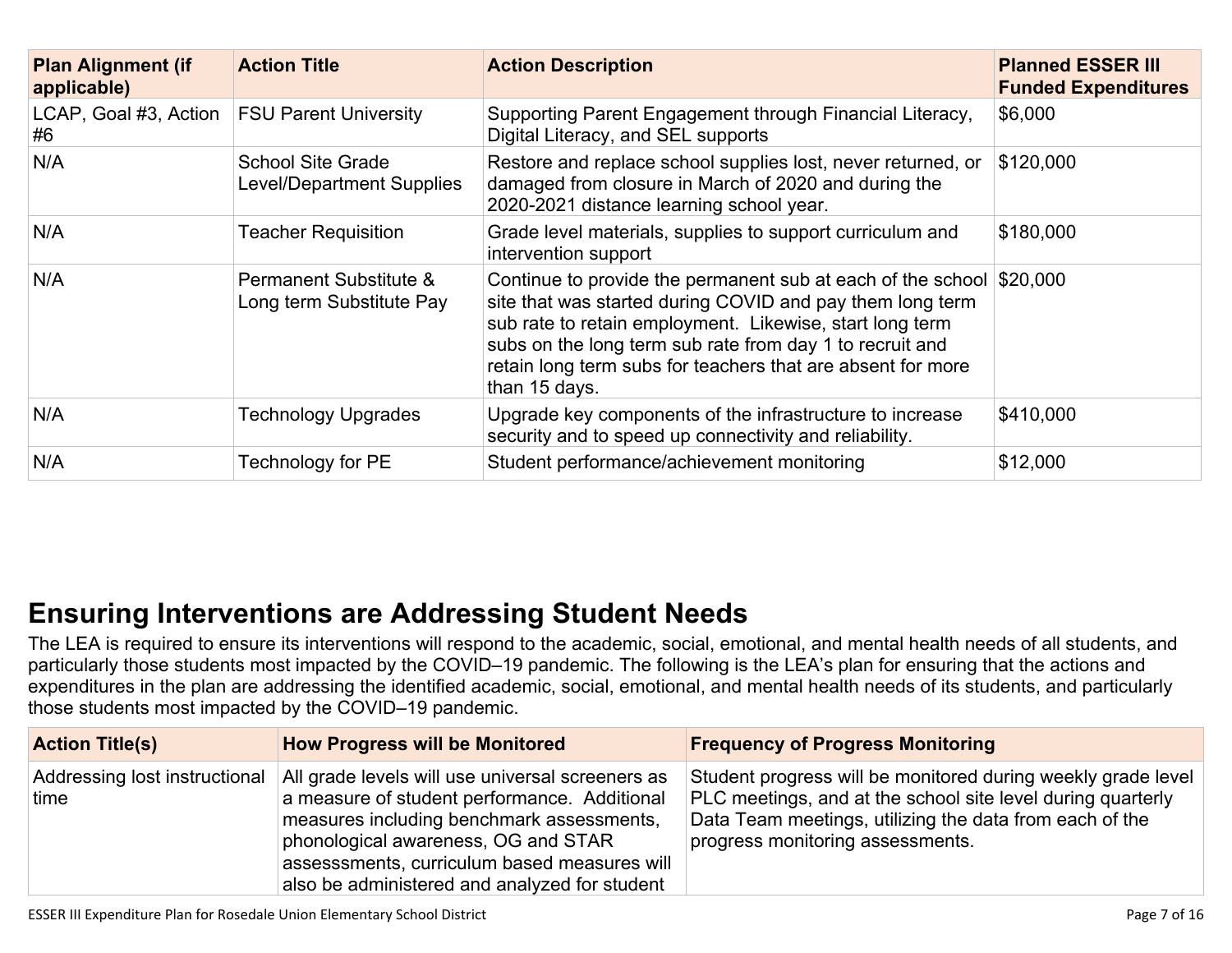| Plan Alignment (if applicable) | Action Title | Action Description | Planned ESSER III Funded Expenditures |
|---|---|---|---|
| LCAP, Goal #3, Action #6 | FSU Parent University | Supporting Parent Engagement through Financial Literacy, Digital Literacy, and SEL supports | $6,000 |
| N/A | School Site Grade Level/Department Supplies | Restore and replace school supplies lost, never returned, or damaged from closure in March of 2020 and during the 2020-2021 distance learning school year. | $120,000 |
| N/A | Teacher Requisition | Grade level materials, supplies to support curriculum and intervention support | $180,000 |
| N/A | Permanent Substitute & Long term Substitute Pay | Continue to provide the permanent sub at each of the school site that was started during COVID and pay them long term sub rate to retain employment. Likewise, start long term subs on the long term sub rate from day 1 to recruit and retain long term subs for teachers that are absent for more than 15 days. | $20,000 |
| N/A | Technology Upgrades | Upgrade key components of the infrastructure to increase security and to speed up connectivity and reliability. | $410,000 |
| N/A | Technology for PE | Student performance/achievement monitoring | $12,000 |

## Ensuring Interventions are Addressing Student Needs

The LEA is required to ensure its interventions will respond to the academic, social, emotional, and mental health needs of all students, and particularly those students most impacted by the COVID–19 pandemic. The following is the LEA's plan for ensuring that the actions and expenditures in the plan are addressing the identified academic, social, emotional, and mental health needs of its students, and particularly those students most impacted by the COVID–19 pandemic.

| Action Title(s) | How Progress will be Monitored | Frequency of Progress Monitoring |
|---|---|---|
| Addressing lost instructional time | All grade levels will use universal screeners as a measure of student performance. Additional measures including benchmark assessments, phonological awareness, OG and STAR assesssments, curriculum based measures will also be administered and analyzed for student | Student progress will be monitored during weekly grade level PLC meetings, and at the school site level during quarterly Data Team meetings, utilizing the data from each of the progress monitoring assessments. |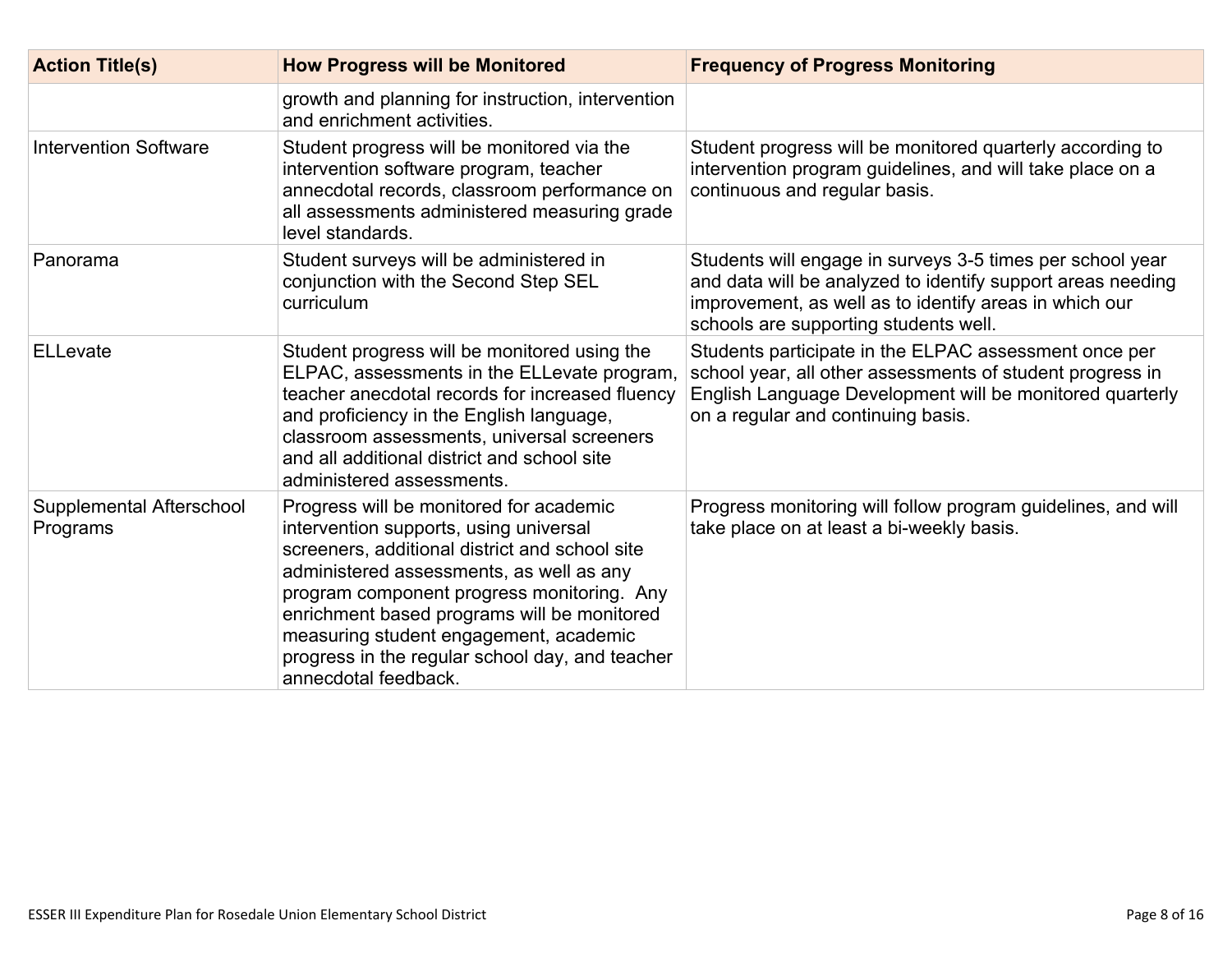| Action Title(s) | How Progress will be Monitored | Frequency of Progress Monitoring |
|---|---|---|
| | growth and planning for instruction, intervention and enrichment activities. | |
| Intervention Software | Student progress will be monitored via the intervention software program, teacher annecdotal records, classroom performance on all assessments administered measuring grade level standards. | Student progress will be monitored quarterly according to intervention program guidelines, and will take place on a continuous and regular basis. |
| Panorama | Student surveys will be administered in conjunction with the Second Step SEL curriculum | Students will engage in surveys 3-5 times per school year and data will be analyzed to identify support areas needing improvement, as well as to identify areas in which our schools are supporting students well. |
| ELLevate | Student progress will be monitored using the ELPAC, assessments in the ELLevate program, teacher anecdotal records for increased fluency and proficiency in the English language, classroom assessments, universal screeners and all additional district and school site administered assessments. | Students participate in the ELPAC assessment once per school year, all other assessments of student progress in English Language Development will be monitored quarterly on a regular and continuing basis. |
| Supplemental Afterschool Programs | Progress will be monitored for academic intervention supports, using universal screeners, additional district and school site administered assessments, as well as any program component progress monitoring. Any enrichment based programs will be monitored measuring student engagement, academic progress in the regular school day, and teacher annecdotal feedback. | Progress monitoring will follow program guidelines, and will take place on at least a bi-weekly basis. |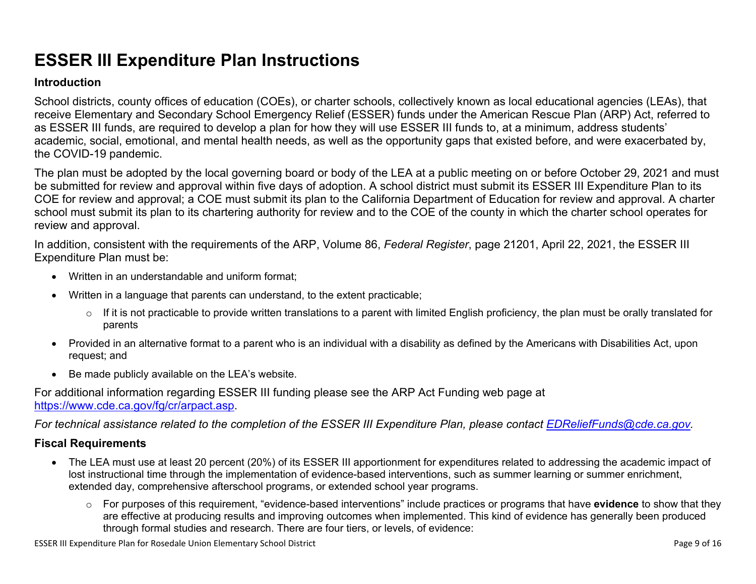# ESSER III Expenditure Plan Instructions

### Introduction

School districts, county offices of education (COEs), or charter schools, collectively known as local educational agencies (LEAs), that receive Elementary and Secondary School Emergency Relief (ESSER) funds under the American Rescue Plan (ARP) Act, referred to as ESSER III funds, are required to develop a plan for how they will use ESSER III funds to, at a minimum, address students' academic, social, emotional, and mental health needs, as well as the opportunity gaps that existed before, and were exacerbated by, the COVID-19 pandemic.

The plan must be adopted by the local governing board or body of the LEA at a public meeting on or before October 29, 2021 and must be submitted for review and approval within five days of adoption. A school district must submit its ESSER III Expenditure Plan to its COE for review and approval; a COE must submit its plan to the California Department of Education for review and approval. A charter school must submit its plan to its chartering authority for review and to the COE of the county in which the charter school operates for review and approval.

In addition, consistent with the requirements of the ARP, Volume 86, *Federal Register*, page 21201, April 22, 2021, the ESSER III Expenditure Plan must be:

- Written in an understandable and uniform format;
- Written in a language that parents can understand, to the extent practicable;
  - If it is not practicable to provide written translations to a parent with limited English proficiency, the plan must be orally translated for parents
- Provided in an alternative format to a parent who is an individual with a disability as defined by the Americans with Disabilities Act, upon request; and
- Be made publicly available on the LEA's website.

For additional information regarding ESSER III funding please see the ARP Act Funding web page at [https://www.cde.ca.gov/fg/cr/arpact.asp](https://www.cde.ca.gov/fg/cr/arpact.asp).

*For technical assistance related to the completion of the ESSER III Expenditure Plan, please contact [EDReliefFunds@cde.ca.gov](mailto:EDReliefFunds@cde.ca.gov).*

### Fiscal Requirements

- The LEA must use at least 20 percent (20%) of its ESSER III apportionment for expenditures related to addressing the academic impact of lost instructional time through the implementation of evidence-based interventions, such as summer learning or summer enrichment, extended day, comprehensive afterschool programs, or extended school year programs.
  - For purposes of this requirement, "evidence-based interventions" include practices or programs that have **evidence** to show that they are effective at producing results and improving outcomes when implemented. This kind of evidence has generally been produced through formal studies and research. There are four tiers, or levels, of evidence: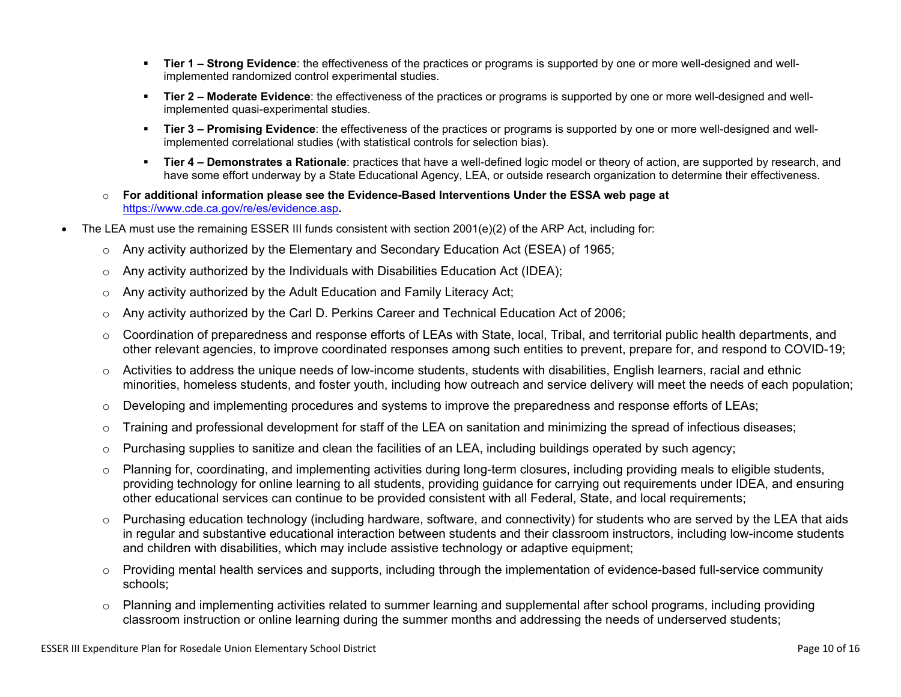- **Tier 1 – Strong Evidence**: the effectiveness of the practices or programs is supported by one or more well-designed and well-implemented randomized control experimental studies.
    - **Tier 2 – Moderate Evidence**: the effectiveness of the practices or programs is supported by one or more well-designed and well-implemented quasi-experimental studies.
    - **Tier 3 – Promising Evidence**: the effectiveness of the practices or programs is supported by one or more well-designed and well-implemented correlational studies (with statistical controls for selection bias).
    - **Tier 4 – Demonstrates a Rationale**: practices that have a well-defined logic model or theory of action, are supported by research, and have some effort underway by a State Educational Agency, LEA, or outside research organization to determine their effectiveness.
  - **For additional information please see the Evidence-Based Interventions Under the ESSA web page at** https://www.cde.ca.gov/re/es/evidence.asp**.**

- The LEA must use the remaining ESSER III funds consistent with section 2001(e)(2) of the ARP Act, including for:
  - Any activity authorized by the Elementary and Secondary Education Act (ESEA) of 1965;
  - Any activity authorized by the Individuals with Disabilities Education Act (IDEA);
  - Any activity authorized by the Adult Education and Family Literacy Act;
  - Any activity authorized by the Carl D. Perkins Career and Technical Education Act of 2006;
  - Coordination of preparedness and response efforts of LEAs with State, local, Tribal, and territorial public health departments, and other relevant agencies, to improve coordinated responses among such entities to prevent, prepare for, and respond to COVID-19;
  - Activities to address the unique needs of low-income students, students with disabilities, English learners, racial and ethnic minorities, homeless students, and foster youth, including how outreach and service delivery will meet the needs of each population;
  - Developing and implementing procedures and systems to improve the preparedness and response efforts of LEAs;
  - Training and professional development for staff of the LEA on sanitation and minimizing the spread of infectious diseases;
  - Purchasing supplies to sanitize and clean the facilities of an LEA, including buildings operated by such agency;
  - Planning for, coordinating, and implementing activities during long-term closures, including providing meals to eligible students, providing technology for online learning to all students, providing guidance for carrying out requirements under IDEA, and ensuring other educational services can continue to be provided consistent with all Federal, State, and local requirements;
  - Purchasing education technology (including hardware, software, and connectivity) for students who are served by the LEA that aids in regular and substantive educational interaction between students and their classroom instructors, including low-income students and children with disabilities, which may include assistive technology or adaptive equipment;
  - Providing mental health services and supports, including through the implementation of evidence-based full-service community schools;
  - Planning and implementing activities related to summer learning and supplemental after school programs, including providing classroom instruction or online learning during the summer months and addressing the needs of underserved students;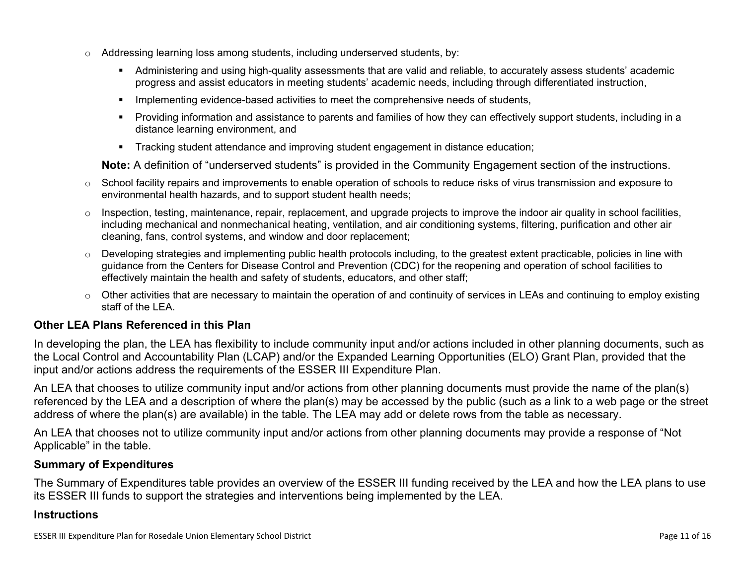- Addressing learning loss among students, including underserved students, by:
  - Administering and using high-quality assessments that are valid and reliable, to accurately assess students' academic progress and assist educators in meeting students' academic needs, including through differentiated instruction,
  - Implementing evidence-based activities to meet the comprehensive needs of students,
  - Providing information and assistance to parents and families of how they can effectively support students, including in a distance learning environment, and
  - Tracking student attendance and improving student engagement in distance education;

  **Note:** A definition of "underserved students" is provided in the Community Engagement section of the instructions.
- School facility repairs and improvements to enable operation of schools to reduce risks of virus transmission and exposure to environmental health hazards, and to support student health needs;
- Inspection, testing, maintenance, repair, replacement, and upgrade projects to improve the indoor air quality in school facilities, including mechanical and nonmechanical heating, ventilation, and air conditioning systems, filtering, purification and other air cleaning, fans, control systems, and window and door replacement;
- Developing strategies and implementing public health protocols including, to the greatest extent practicable, policies in line with guidance from the Centers for Disease Control and Prevention (CDC) for the reopening and operation of school facilities to effectively maintain the health and safety of students, educators, and other staff;
- Other activities that are necessary to maintain the operation of and continuity of services in LEAs and continuing to employ existing staff of the LEA.

### Other LEA Plans Referenced in this Plan

In developing the plan, the LEA has flexibility to include community input and/or actions included in other planning documents, such as the Local Control and Accountability Plan (LCAP) and/or the Expanded Learning Opportunities (ELO) Grant Plan, provided that the input and/or actions address the requirements of the ESSER III Expenditure Plan.

An LEA that chooses to utilize community input and/or actions from other planning documents must provide the name of the plan(s) referenced by the LEA and a description of where the plan(s) may be accessed by the public (such as a link to a web page or the street address of where the plan(s) are available) in the table. The LEA may add or delete rows from the table as necessary.

An LEA that chooses not to utilize community input and/or actions from other planning documents may provide a response of "Not Applicable" in the table.

### Summary of Expenditures

The Summary of Expenditures table provides an overview of the ESSER III funding received by the LEA and how the LEA plans to use its ESSER III funds to support the strategies and interventions being implemented by the LEA.

### Instructions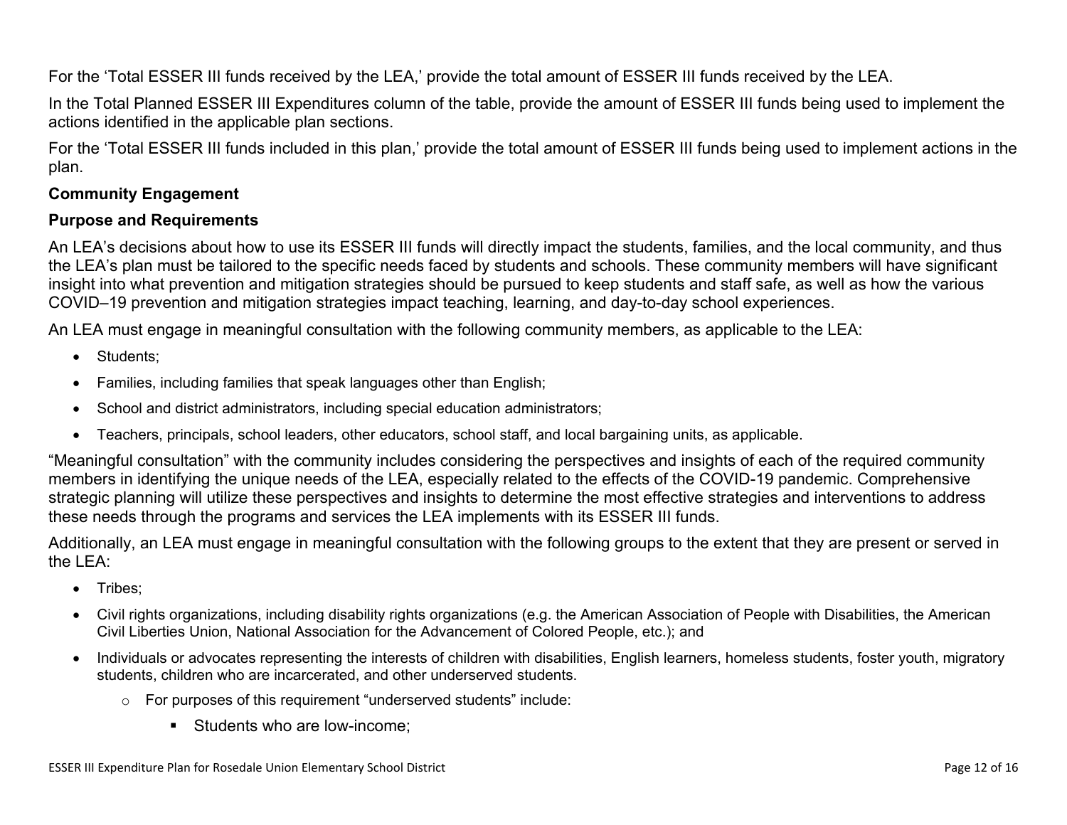For the 'Total ESSER III funds received by the LEA,' provide the total amount of ESSER III funds received by the LEA.

In the Total Planned ESSER III Expenditures column of the table, provide the amount of ESSER III funds being used to implement the actions identified in the applicable plan sections.

For the 'Total ESSER III funds included in this plan,' provide the total amount of ESSER III funds being used to implement actions in the plan.

**Community Engagement**

**Purpose and Requirements**

An LEA's decisions about how to use its ESSER III funds will directly impact the students, families, and the local community, and thus the LEA's plan must be tailored to the specific needs faced by students and schools. These community members will have significant insight into what prevention and mitigation strategies should be pursued to keep students and staff safe, as well as how the various COVID–19 prevention and mitigation strategies impact teaching, learning, and day-to-day school experiences.

An LEA must engage in meaningful consultation with the following community members, as applicable to the LEA:

- Students;
- Families, including families that speak languages other than English;
- School and district administrators, including special education administrators;
- Teachers, principals, school leaders, other educators, school staff, and local bargaining units, as applicable.

"Meaningful consultation" with the community includes considering the perspectives and insights of each of the required community members in identifying the unique needs of the LEA, especially related to the effects of the COVID-19 pandemic. Comprehensive strategic planning will utilize these perspectives and insights to determine the most effective strategies and interventions to address these needs through the programs and services the LEA implements with its ESSER III funds.

Additionally, an LEA must engage in meaningful consultation with the following groups to the extent that they are present or served in the LEA:

- Tribes;
- Civil rights organizations, including disability rights organizations (e.g. the American Association of People with Disabilities, the American Civil Liberties Union, National Association for the Advancement of Colored People, etc.); and
- Individuals or advocates representing the interests of children with disabilities, English learners, homeless students, foster youth, migratory students, children who are incarcerated, and other underserved students.
  - For purposes of this requirement "underserved students" include:
    - Students who are low-income;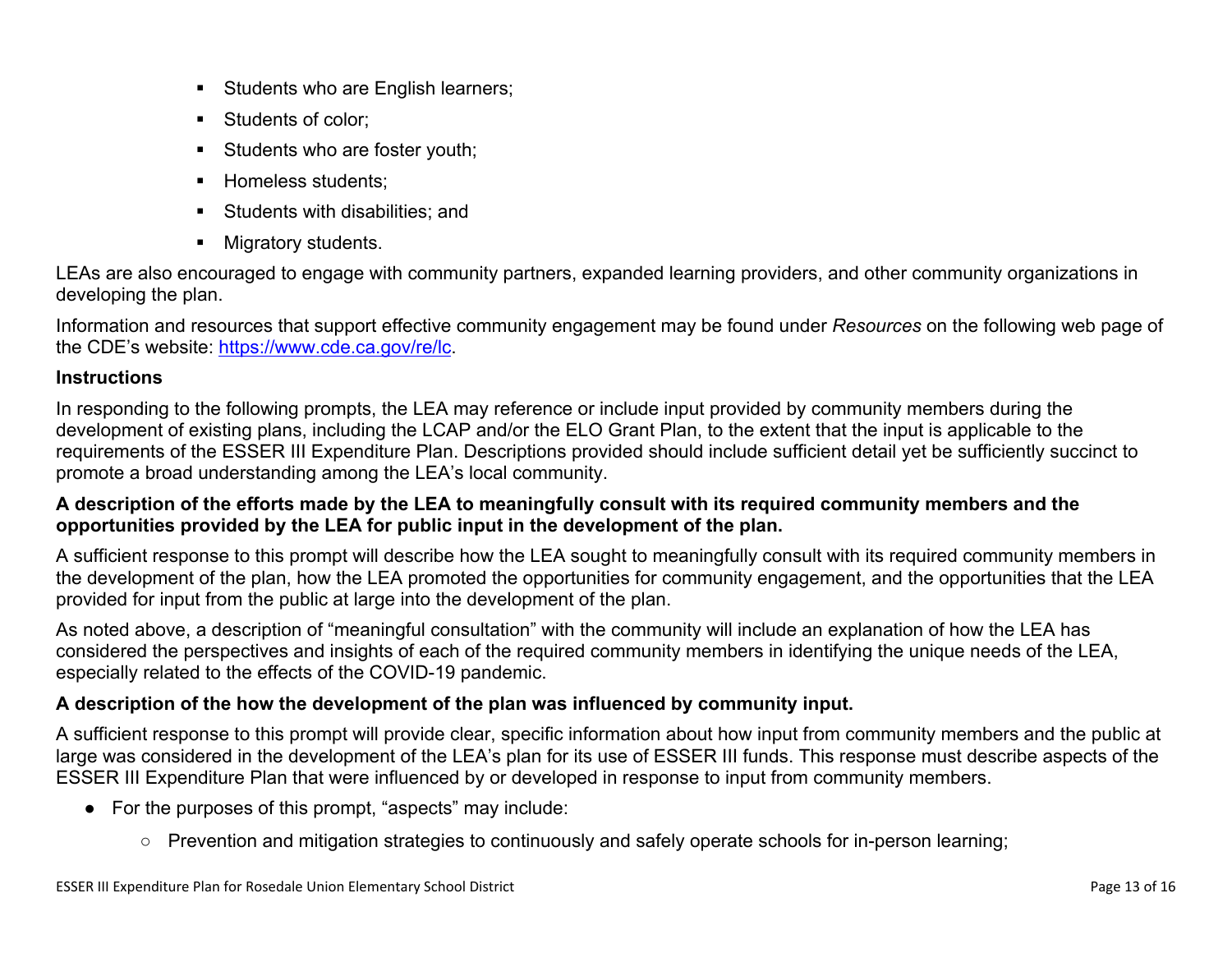- Students who are English learners;
- Students of color;
- Students who are foster youth;
- Homeless students;
- Students with disabilities; and
- Migratory students.

LEAs are also encouraged to engage with community partners, expanded learning providers, and other community organizations in developing the plan.

Information and resources that support effective community engagement may be found under *Resources* on the following web page of the CDE's website: [https://www.cde.ca.gov/re/lc](https://www.cde.ca.gov/re/lc).

### Instructions

In responding to the following prompts, the LEA may reference or include input provided by community members during the development of existing plans, including the LCAP and/or the ELO Grant Plan, to the extent that the input is applicable to the requirements of the ESSER III Expenditure Plan. Descriptions provided should include sufficient detail yet be sufficiently succinct to promote a broad understanding among the LEA's local community.

**A description of the efforts made by the LEA to meaningfully consult with its required community members and the opportunities provided by the LEA for public input in the development of the plan.**

A sufficient response to this prompt will describe how the LEA sought to meaningfully consult with its required community members in the development of the plan, how the LEA promoted the opportunities for community engagement, and the opportunities that the LEA provided for input from the public at large into the development of the plan.

As noted above, a description of "meaningful consultation" with the community will include an explanation of how the LEA has considered the perspectives and insights of each of the required community members in identifying the unique needs of the LEA, especially related to the effects of the COVID-19 pandemic.

**A description of the how the development of the plan was influenced by community input.**

A sufficient response to this prompt will provide clear, specific information about how input from community members and the public at large was considered in the development of the LEA's plan for its use of ESSER III funds. This response must describe aspects of the ESSER III Expenditure Plan that were influenced by or developed in response to input from community members.

- For the purposes of this prompt, "aspects" may include:
  - Prevention and mitigation strategies to continuously and safely operate schools for in-person learning;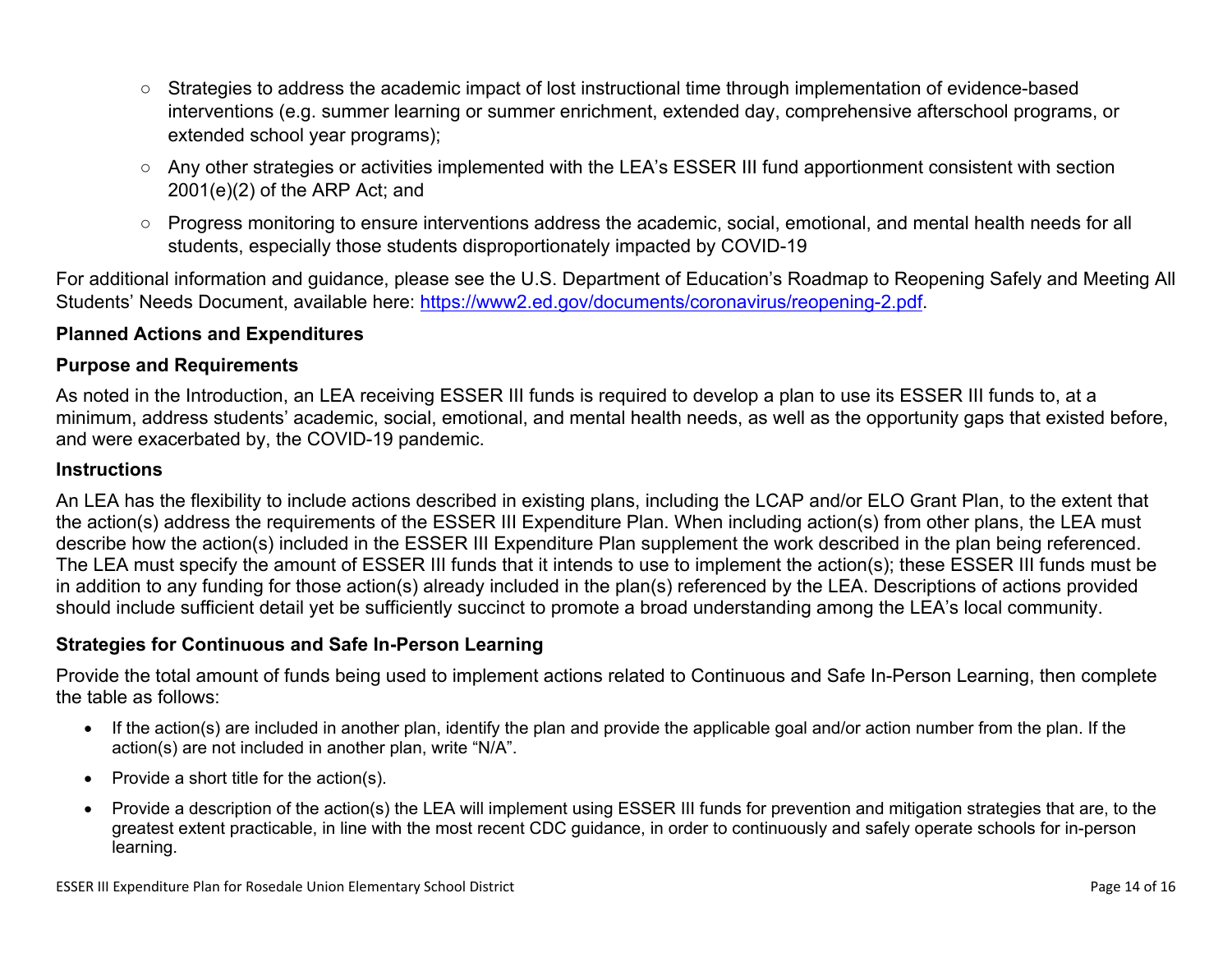- Strategies to address the academic impact of lost instructional time through implementation of evidence-based interventions (e.g. summer learning or summer enrichment, extended day, comprehensive afterschool programs, or extended school year programs);
- Any other strategies or activities implemented with the LEA's ESSER III fund apportionment consistent with section 2001(e)(2) of the ARP Act; and
- Progress monitoring to ensure interventions address the academic, social, emotional, and mental health needs for all students, especially those students disproportionately impacted by COVID-19

For additional information and guidance, please see the U.S. Department of Education's Roadmap to Reopening Safely and Meeting All Students' Needs Document, available here: [https://www2.ed.gov/documents/coronavirus/reopening-2.pdf](https://www2.ed.gov/documents/coronavirus/reopening-2.pdf).

### Planned Actions and Expenditures

### Purpose and Requirements

As noted in the Introduction, an LEA receiving ESSER III funds is required to develop a plan to use its ESSER III funds to, at a minimum, address students' academic, social, emotional, and mental health needs, as well as the opportunity gaps that existed before, and were exacerbated by, the COVID-19 pandemic.

### Instructions

An LEA has the flexibility to include actions described in existing plans, including the LCAP and/or ELO Grant Plan, to the extent that the action(s) address the requirements of the ESSER III Expenditure Plan. When including action(s) from other plans, the LEA must describe how the action(s) included in the ESSER III Expenditure Plan supplement the work described in the plan being referenced. The LEA must specify the amount of ESSER III funds that it intends to use to implement the action(s); these ESSER III funds must be in addition to any funding for those action(s) already included in the plan(s) referenced by the LEA. Descriptions of actions provided should include sufficient detail yet be sufficiently succinct to promote a broad understanding among the LEA's local community.

### Strategies for Continuous and Safe In-Person Learning

Provide the total amount of funds being used to implement actions related to Continuous and Safe In-Person Learning, then complete the table as follows:

- If the action(s) are included in another plan, identify the plan and provide the applicable goal and/or action number from the plan. If the action(s) are not included in another plan, write "N/A".
- Provide a short title for the action(s).
- Provide a description of the action(s) the LEA will implement using ESSER III funds for prevention and mitigation strategies that are, to the greatest extent practicable, in line with the most recent CDC guidance, in order to continuously and safely operate schools for in-person learning.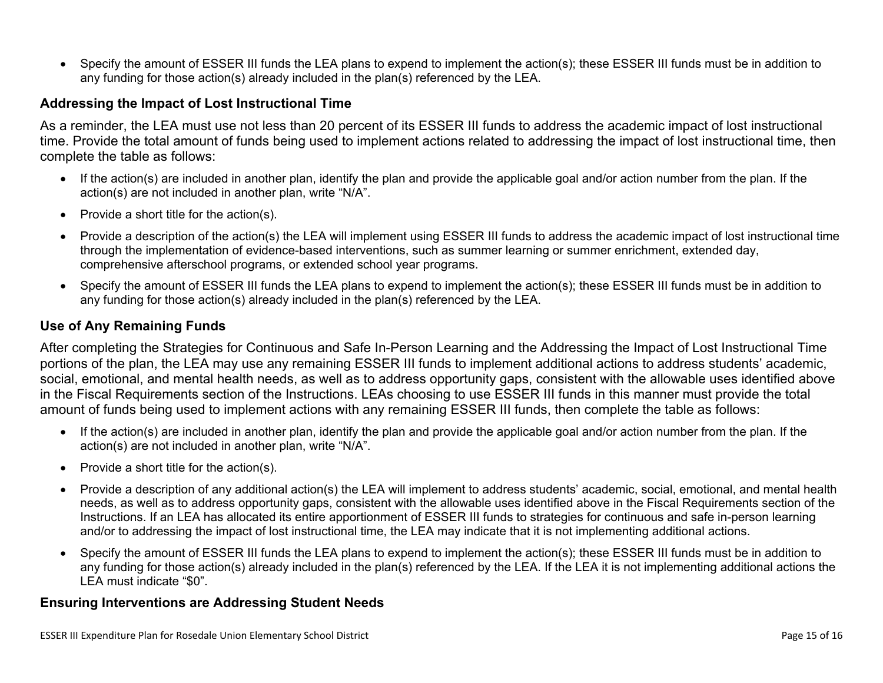- Specify the amount of ESSER III funds the LEA plans to expend to implement the action(s); these ESSER III funds must be in addition to any funding for those action(s) already included in the plan(s) referenced by the LEA.

### Addressing the Impact of Lost Instructional Time

As a reminder, the LEA must use not less than 20 percent of its ESSER III funds to address the academic impact of lost instructional time. Provide the total amount of funds being used to implement actions related to addressing the impact of lost instructional time, then complete the table as follows:

- If the action(s) are included in another plan, identify the plan and provide the applicable goal and/or action number from the plan. If the action(s) are not included in another plan, write "N/A".
- Provide a short title for the action(s).
- Provide a description of the action(s) the LEA will implement using ESSER III funds to address the academic impact of lost instructional time through the implementation of evidence-based interventions, such as summer learning or summer enrichment, extended day, comprehensive afterschool programs, or extended school year programs.
- Specify the amount of ESSER III funds the LEA plans to expend to implement the action(s); these ESSER III funds must be in addition to any funding for those action(s) already included in the plan(s) referenced by the LEA.

### Use of Any Remaining Funds

After completing the Strategies for Continuous and Safe In-Person Learning and the Addressing the Impact of Lost Instructional Time portions of the plan, the LEA may use any remaining ESSER III funds to implement additional actions to address students' academic, social, emotional, and mental health needs, as well as to address opportunity gaps, consistent with the allowable uses identified above in the Fiscal Requirements section of the Instructions. LEAs choosing to use ESSER III funds in this manner must provide the total amount of funds being used to implement actions with any remaining ESSER III funds, then complete the table as follows:

- If the action(s) are included in another plan, identify the plan and provide the applicable goal and/or action number from the plan. If the action(s) are not included in another plan, write "N/A".
- Provide a short title for the action(s).
- Provide a description of any additional action(s) the LEA will implement to address students' academic, social, emotional, and mental health needs, as well as to address opportunity gaps, consistent with the allowable uses identified above in the Fiscal Requirements section of the Instructions. If an LEA has allocated its entire apportionment of ESSER III funds to strategies for continuous and safe in-person learning and/or to addressing the impact of lost instructional time, the LEA may indicate that it is not implementing additional actions.
- Specify the amount of ESSER III funds the LEA plans to expend to implement the action(s); these ESSER III funds must be in addition to any funding for those action(s) already included in the plan(s) referenced by the LEA. If the LEA it is not implementing additional actions the LEA must indicate "$0".

### Ensuring Interventions are Addressing Student Needs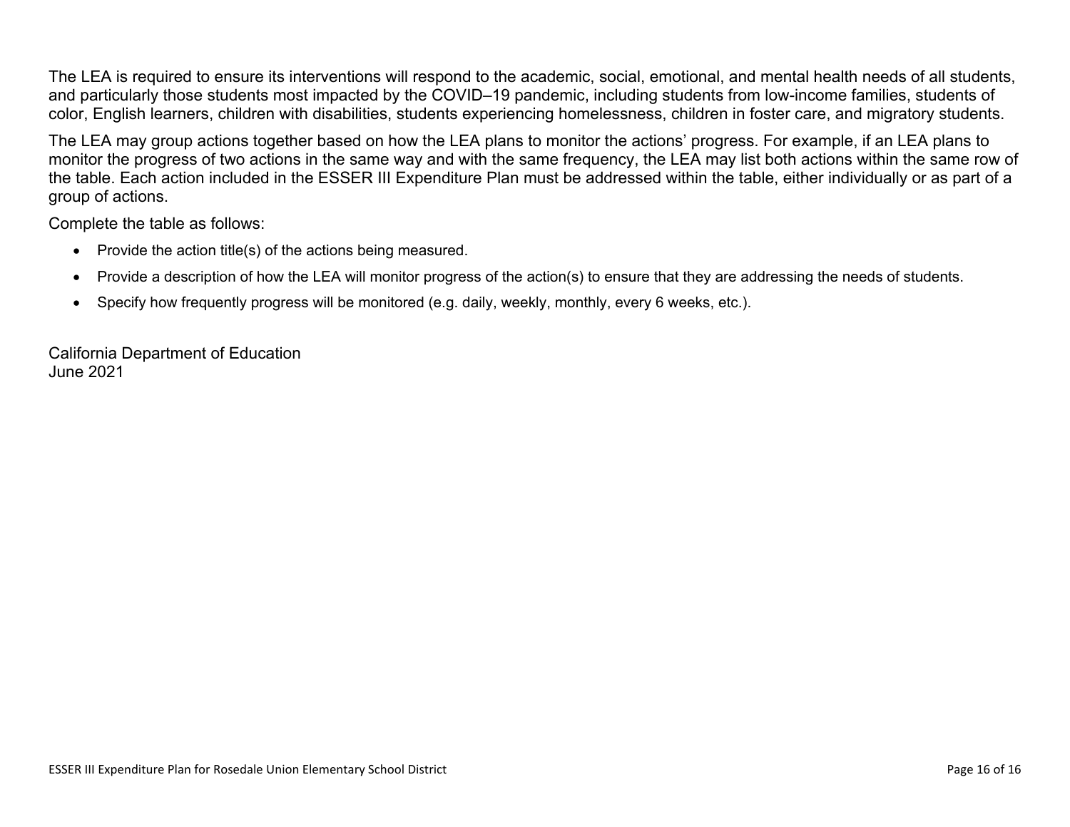The LEA is required to ensure its interventions will respond to the academic, social, emotional, and mental health needs of all students, and particularly those students most impacted by the COVID–19 pandemic, including students from low-income families, students of color, English learners, children with disabilities, students experiencing homelessness, children in foster care, and migratory students.

The LEA may group actions together based on how the LEA plans to monitor the actions' progress. For example, if an LEA plans to monitor the progress of two actions in the same way and with the same frequency, the LEA may list both actions within the same row of the table. Each action included in the ESSER III Expenditure Plan must be addressed within the table, either individually or as part of a group of actions.

Complete the table as follows:

- Provide the action title(s) of the actions being measured.
- Provide a description of how the LEA will monitor progress of the action(s) to ensure that they are addressing the needs of students.
- Specify how frequently progress will be monitored (e.g. daily, weekly, monthly, every 6 weeks, etc.).

California Department of Education
June 2021